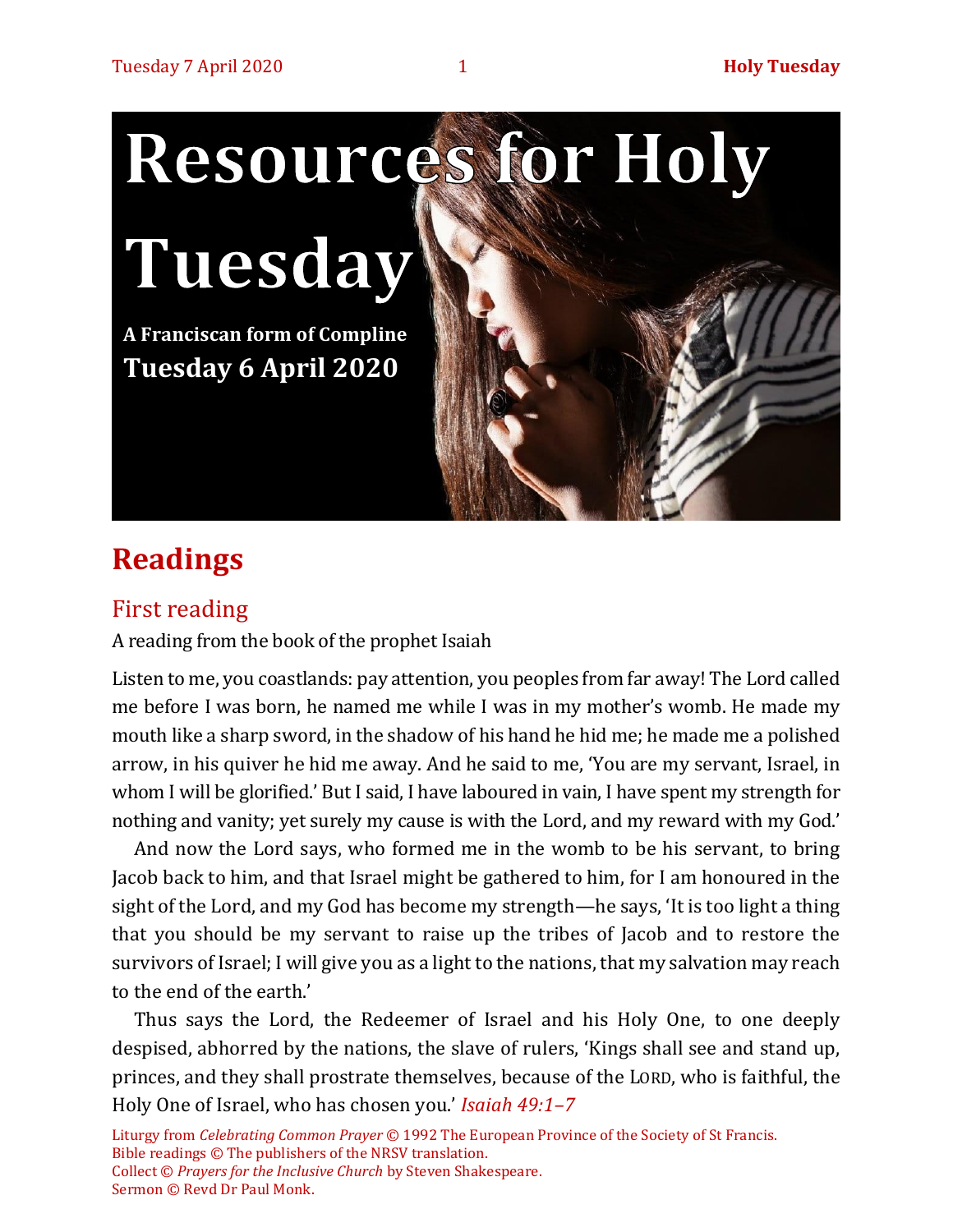# Resources for Holy Tuesday

**A Franciscan form of Compline**

**Tuesday 6 April 2020**

## Readings

### First reading

A reading from the book of the prophet Isaiah

Listen to me, you coastlands: pay attention, you peoples from far away! The Lord called me before I was born, he named me while I was in my mother's womb. He made my mouth like a sharp sword, in the shadow of his hand he hid me; he made me a polished arrow, in his quiver he hid me away. And he said to me, 'You are my servant, Israel, in whom I will be glorified.' But I said, I have laboured in vain, I have spent my strength for nothing and vanity; yet surely my cause is with the Lord, and my reward with my God.'

And now the Lord says, who formed me in the womb to be his servant, to bring Jacob back to him, and that Israel might be gathered to him, for I am honoured in the sight of the Lord, and my God has become my strength—he says, 'It is too light a thing that you should be my servant to raise up the tribes of Jacob and to restore the survivors of Israel; I will give you as a light to the nations, that my salvation may reach to the end of the earth.'

Thus says the Lord, the Redeemer of Israel and his Holy One, to one deeply despised, abhorred by the nations, the slave of rulers, 'Kings shall see and stand up, princes, and they shall prostrate themselves, because of the LORD, who is faithful, the Holy One of Israel, who has chosen you.' *Isaiah 49:1–7*

Liturgy from *Celebrating Common Prayer* © 1992 The European Province of the Society of St Francis.
Bible readings © The publishers of the NRSV translation.
Collect © *Prayers for the Inclusive Church* by Steven Shakespeare.
Sermon © Revd Dr Paul Monk.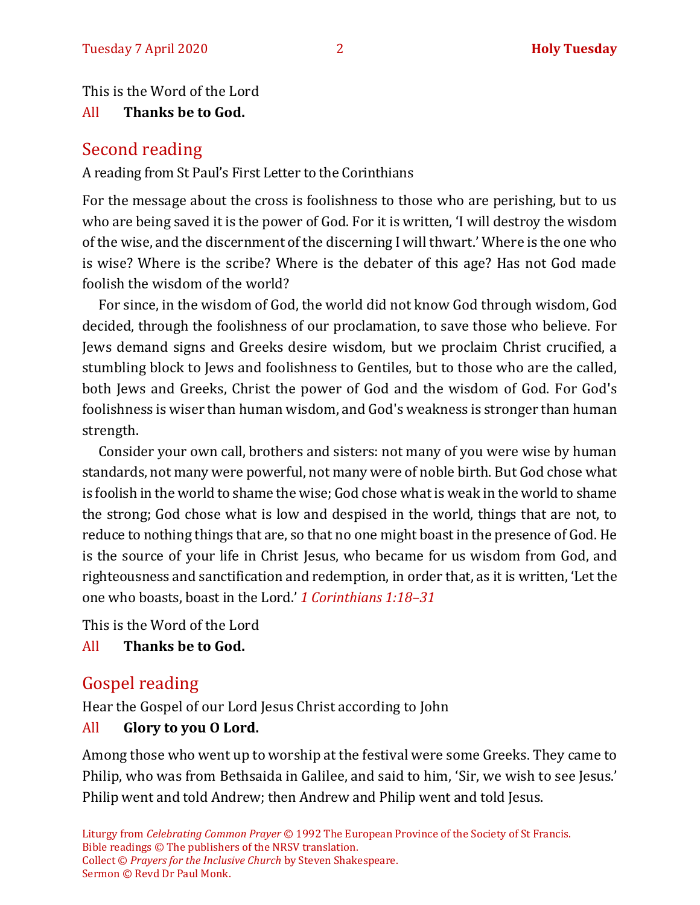This is the Word of the Lord

All **Thanks be to God.**

## Second reading

A reading from St Paul's First Letter to the Corinthians

For the message about the cross is foolishness to those who are perishing, but to us who are being saved it is the power of God. For it is written, 'I will destroy the wisdom of the wise, and the discernment of the discerning I will thwart.' Where is the one who is wise? Where is the scribe? Where is the debater of this age? Has not God made foolish the wisdom of the world?

For since, in the wisdom of God, the world did not know God through wisdom, God decided, through the foolishness of our proclamation, to save those who believe. For Jews demand signs and Greeks desire wisdom, but we proclaim Christ crucified, a stumbling block to Jews and foolishness to Gentiles, but to those who are the called, both Jews and Greeks, Christ the power of God and the wisdom of God. For God's foolishness is wiser than human wisdom, and God's weakness is stronger than human strength.

Consider your own call, brothers and sisters: not many of you were wise by human standards, not many were powerful, not many were of noble birth. But God chose what is foolish in the world to shame the wise; God chose what is weak in the world to shame the strong; God chose what is low and despised in the world, things that are not, to reduce to nothing things that are, so that no one might boast in the presence of God. He is the source of your life in Christ Jesus, who became for us wisdom from God, and righteousness and sanctification and redemption, in order that, as it is written, 'Let the one who boasts, boast in the Lord.' *1 Corinthians 1:18–31*

This is the Word of the Lord

All **Thanks be to God.**

## Gospel reading

Hear the Gospel of our Lord Jesus Christ according to John

All **Glory to you O Lord.**

Among those who went up to worship at the festival were some Greeks. They came to Philip, who was from Bethsaida in Galilee, and said to him, 'Sir, we wish to see Jesus.' Philip went and told Andrew; then Andrew and Philip went and told Jesus.

Liturgy from *Celebrating Common Prayer* © 1992 The European Province of the Society of St Francis.
Bible readings © The publishers of the NRSV translation.
Collect © *Prayers for the Inclusive Church* by Steven Shakespeare.
Sermon © Revd Dr Paul Monk.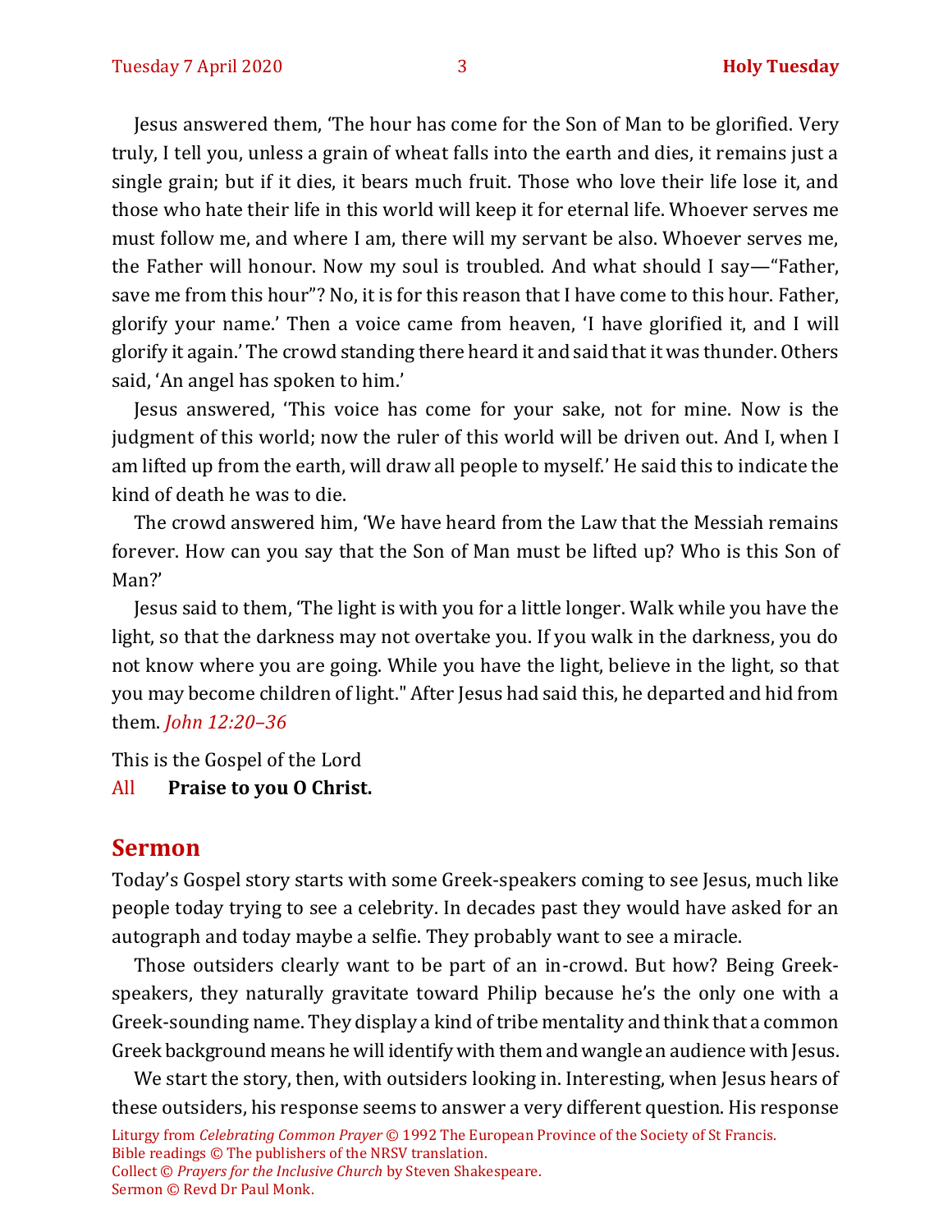Jesus answered them, 'The hour has come for the Son of Man to be glorified. Very truly, I tell you, unless a grain of wheat falls into the earth and dies, it remains just a single grain; but if it dies, it bears much fruit. Those who love their life lose it, and those who hate their life in this world will keep it for eternal life. Whoever serves me must follow me, and where I am, there will my servant be also. Whoever serves me, the Father will honour. Now my soul is troubled. And what should I say—"Father, save me from this hour"? No, it is for this reason that I have come to this hour. Father, glorify your name.' Then a voice came from heaven, 'I have glorified it, and I will glorify it again.' The crowd standing there heard it and said that it was thunder. Others said, 'An angel has spoken to him.'

Jesus answered, 'This voice has come for your sake, not for mine. Now is the judgment of this world; now the ruler of this world will be driven out. And I, when I am lifted up from the earth, will draw all people to myself.' He said this to indicate the kind of death he was to die.

The crowd answered him, 'We have heard from the Law that the Messiah remains forever. How can you say that the Son of Man must be lifted up? Who is this Son of Man?'

Jesus said to them, 'The light is with you for a little longer. Walk while you have the light, so that the darkness may not overtake you. If you walk in the darkness, you do not know where you are going. While you have the light, believe in the light, so that you may become children of light." After Jesus had said this, he departed and hid from them. *John 12:20–36*

This is the Gospel of the Lord
All **Praise to you O Christ.**

## Sermon

Today's Gospel story starts with some Greek-speakers coming to see Jesus, much like people today trying to see a celebrity. In decades past they would have asked for an autograph and today maybe a selfie. They probably want to see a miracle.

Those outsiders clearly want to be part of an in-crowd. But how? Being Greek-speakers, they naturally gravitate toward Philip because he's the only one with a Greek-sounding name. They display a kind of tribe mentality and think that a common Greek background means he will identify with them and wangle an audience with Jesus.

We start the story, then, with outsiders looking in. Interesting, when Jesus hears of these outsiders, his response seems to answer a very different question. His response

Liturgy from *Celebrating Common Prayer* © 1992 The European Province of the Society of St Francis.
Bible readings © The publishers of the NRSV translation.
Collect © *Prayers for the Inclusive Church* by Steven Shakespeare.
Sermon © Revd Dr Paul Monk.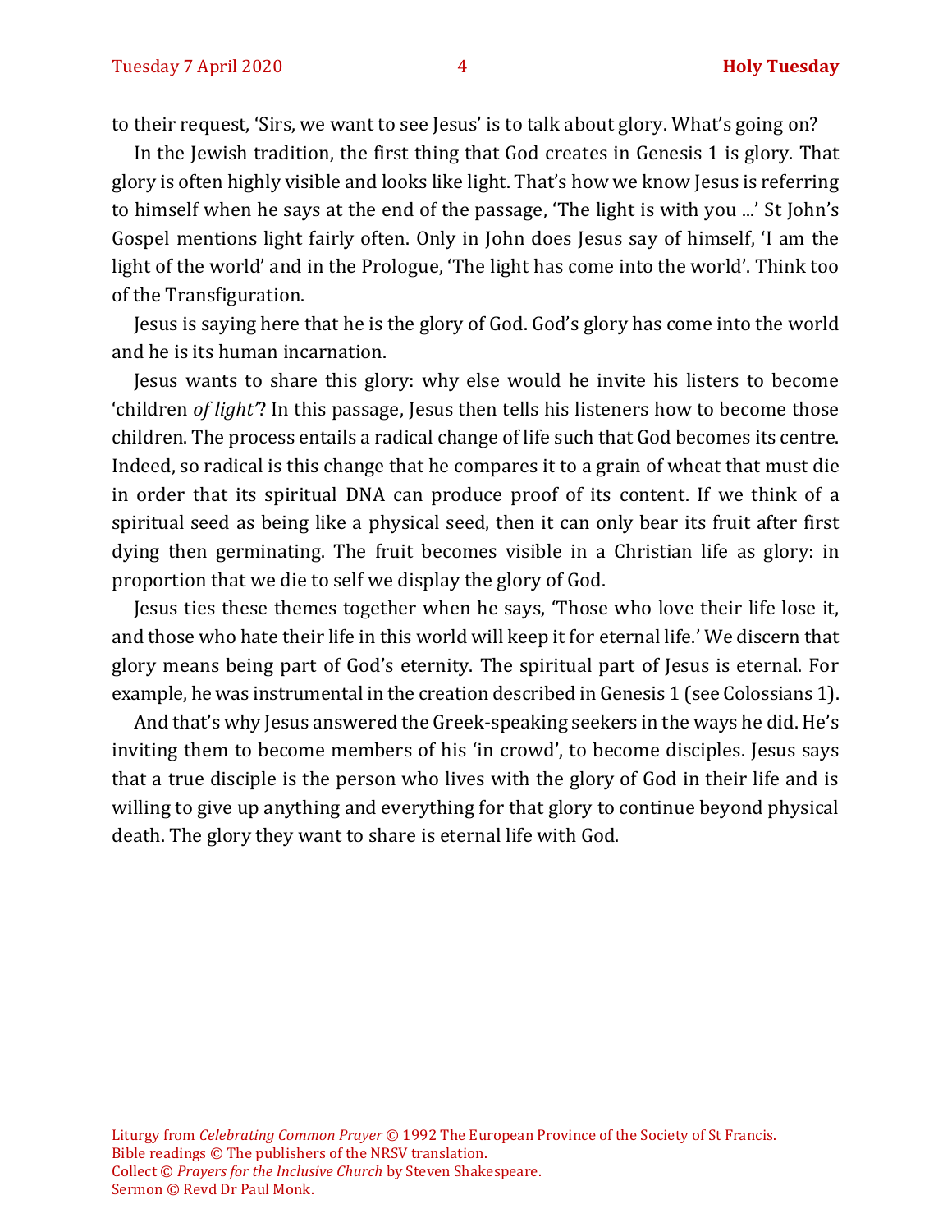to their request, 'Sirs, we want to see Jesus' is to talk about glory. What's going on?

In the Jewish tradition, the first thing that God creates in Genesis 1 is glory. That glory is often highly visible and looks like light. That's how we know Jesus is referring to himself when he says at the end of the passage, 'The light is with you ...' St John's Gospel mentions light fairly often. Only in John does Jesus say of himself, 'I am the light of the world' and in the Prologue, 'The light has come into the world'. Think too of the Transfiguration.

Jesus is saying here that he is the glory of God. God's glory has come into the world and he is its human incarnation.

Jesus wants to share this glory: why else would he invite his listers to become 'children *of light*'? In this passage, Jesus then tells his listeners how to become those children. The process entails a radical change of life such that God becomes its centre. Indeed, so radical is this change that he compares it to a grain of wheat that must die in order that its spiritual DNA can produce proof of its content. If we think of a spiritual seed as being like a physical seed, then it can only bear its fruit after first dying then germinating. The fruit becomes visible in a Christian life as glory: in proportion that we die to self we display the glory of God.

Jesus ties these themes together when he says, 'Those who love their life lose it, and those who hate their life in this world will keep it for eternal life.' We discern that glory means being part of God's eternity. The spiritual part of Jesus is eternal. For example, he was instrumental in the creation described in Genesis 1 (see Colossians 1).

And that's why Jesus answered the Greek-speaking seekers in the ways he did. He's inviting them to become members of his 'in crowd', to become disciples. Jesus says that a true disciple is the person who lives with the glory of God in their life and is willing to give up anything and everything for that glory to continue beyond physical death. The glory they want to share is eternal life with God.

Liturgy from *Celebrating Common Prayer* © 1992 The European Province of the Society of St Francis.
Bible readings © The publishers of the NRSV translation.
Collect © *Prayers for the Inclusive Church* by Steven Shakespeare.
Sermon © Revd Dr Paul Monk.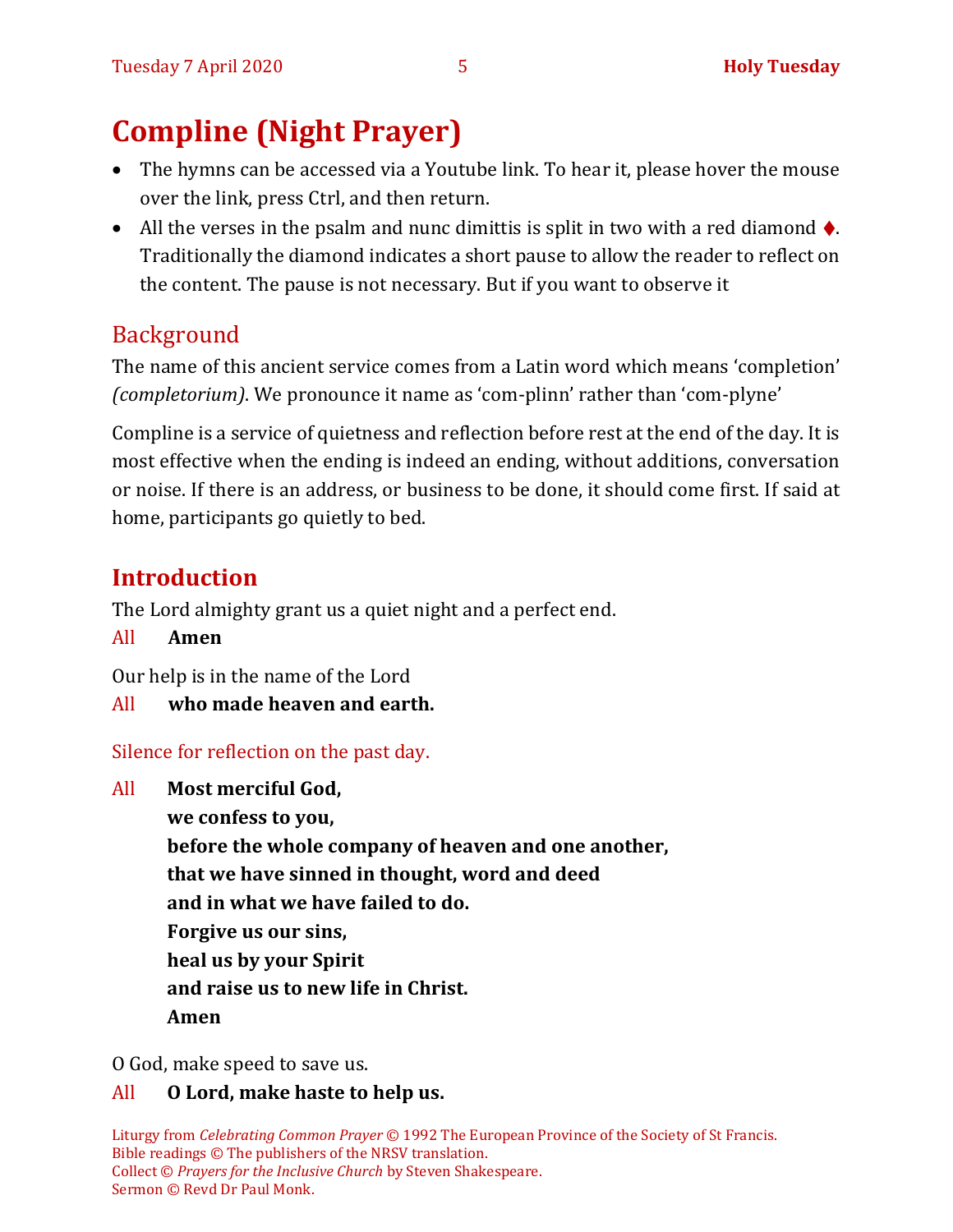# Compline (Night Prayer)

- The hymns can be accessed via a Youtube link. To hear it, please hover the mouse over the link, press Ctrl, and then return.
- All the verses in the psalm and nunc dimittis is split in two with a red diamond ♦. Traditionally the diamond indicates a short pause to allow the reader to reflect on the content. The pause is not necessary. But if you want to observe it

## Background

The name of this ancient service comes from a Latin word which means 'completion' *(completorium)*. We pronounce it name as 'com-plinn' rather than 'com-plyne'

Compline is a service of quietness and reflection before rest at the end of the day. It is most effective when the ending is indeed an ending, without additions, conversation or noise. If there is an address, or business to be done, it should come first. If said at home, participants go quietly to bed.

## Introduction

The Lord almighty grant us a quiet night and a perfect end.

All **Amen**

Our help is in the name of the Lord

All **who made heaven and earth.**

Silence for reflection on the past day.

All **Most merciful God,**
**we confess to you,**
**before the whole company of heaven and one another,**
**that we have sinned in thought, word and deed**
**and in what we have failed to do.**
**Forgive us our sins,**
**heal us by your Spirit**
**and raise us to new life in Christ.**
**Amen**

O God, make speed to save us.

All **O Lord, make haste to help us.**

Liturgy from *Celebrating Common Prayer* © 1992 The European Province of the Society of St Francis.
Bible readings © The publishers of the NRSV translation.
Collect © *Prayers for the Inclusive Church* by Steven Shakespeare.
Sermon © Revd Dr Paul Monk.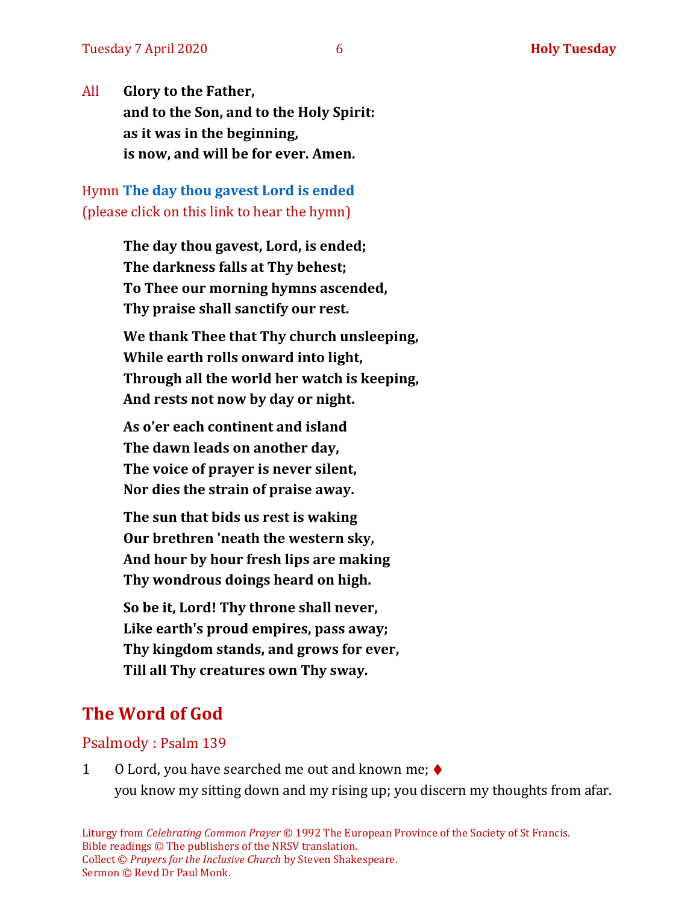All **Glory to the Father,**
**and to the Son, and to the Holy Spirit:**
**as it was in the beginning,**
**is now, and will be for ever. Amen.**

Hymn **The day thou gavest Lord is ended**
(please click on this link to hear the hymn)

**The day thou gavest, Lord, is ended;**
**The darkness falls at Thy behest;**
**To Thee our morning hymns ascended,**
**Thy praise shall sanctify our rest.**

**We thank Thee that Thy church unsleeping,**
**While earth rolls onward into light,**
**Through all the world her watch is keeping,**
**And rests not now by day or night.**

**As o'er each continent and island**
**The dawn leads on another day,**
**The voice of prayer is never silent,**
**Nor dies the strain of praise away.**

**The sun that bids us rest is waking**
**Our brethren 'neath the western sky,**
**And hour by hour fresh lips are making**
**Thy wondrous doings heard on high.**

**So be it, Lord! Thy throne shall never,**
**Like earth's proud empires, pass away;**
**Thy kingdom stands, and grows for ever,**
**Till all Thy creatures own Thy sway.**

## The Word of God

### Psalmody : Psalm 139

1 O Lord, you have searched me out and known me; ♦
you know my sitting down and my rising up; you discern my thoughts from afar.

Liturgy from *Celebrating Common Prayer* © 1992 The European Province of the Society of St Francis.
Bible readings © The publishers of the NRSV translation.
Collect © *Prayers for the Inclusive Church* by Steven Shakespeare.
Sermon © Revd Dr Paul Monk.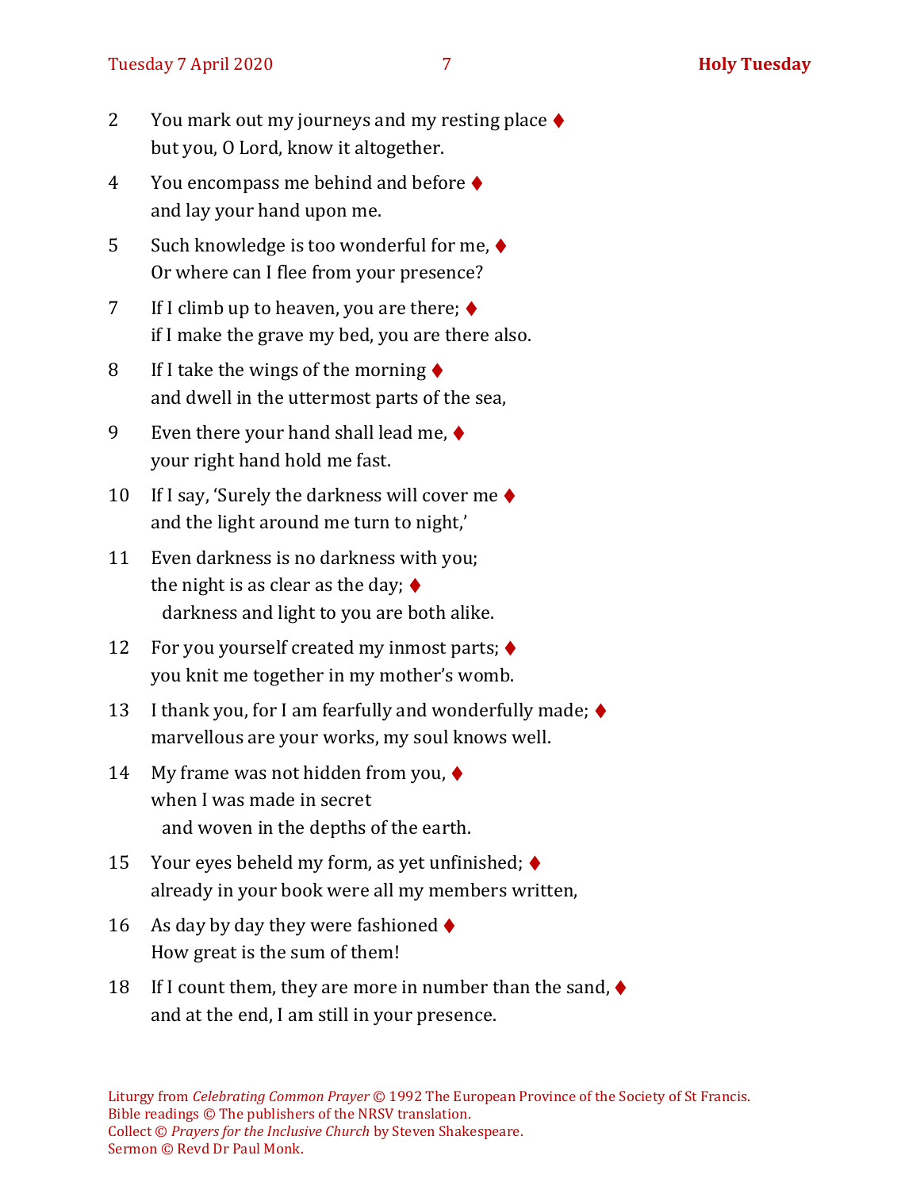2 You mark out my journeys and my resting place ♦
but you, O Lord, know it altogether.

4 You encompass me behind and before ♦
and lay your hand upon me.

5 Such knowledge is too wonderful for me, ♦
Or where can I flee from your presence?

7 If I climb up to heaven, you are there; ♦
if I make the grave my bed, you are there also.

8 If I take the wings of the morning ♦
and dwell in the uttermost parts of the sea,

9 Even there your hand shall lead me, ♦
your right hand hold me fast.

10 If I say, 'Surely the darkness will cover me ♦
and the light around me turn to night,'

11 Even darkness is no darkness with you;
the night is as clear as the day; ♦
darkness and light to you are both alike.

12 For you yourself created my inmost parts; ♦
you knit me together in my mother's womb.

13 I thank you, for I am fearfully and wonderfully made; ♦
marvellous are your works, my soul knows well.

14 My frame was not hidden from you, ♦
when I was made in secret
and woven in the depths of the earth.

15 Your eyes beheld my form, as yet unfinished; ♦
already in your book were all my members written,

16 As day by day they were fashioned ♦
How great is the sum of them!

18 If I count them, they are more in number than the sand, ♦
and at the end, I am still in your presence.

Liturgy from *Celebrating Common Prayer* © 1992 The European Province of the Society of St Francis.
Bible readings © The publishers of the NRSV translation.
Collect © *Prayers for the Inclusive Church* by Steven Shakespeare.
Sermon © Revd Dr Paul Monk.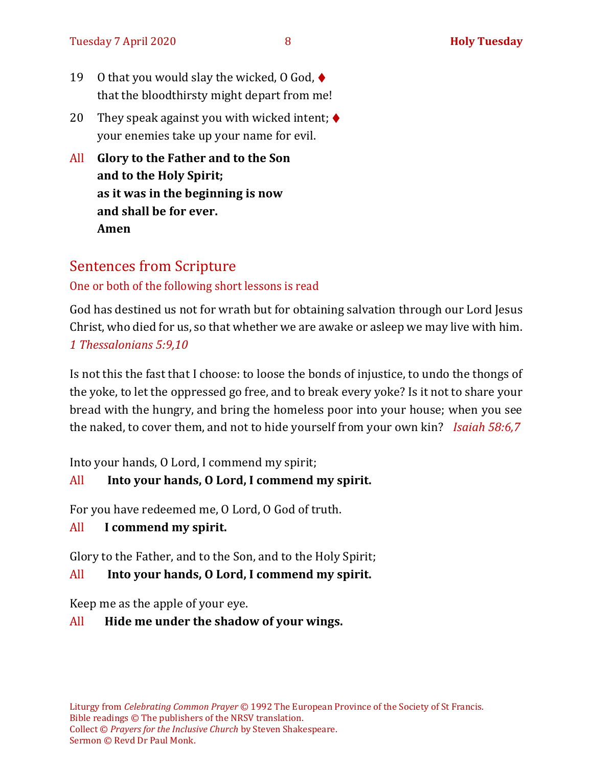19 O that you would slay the wicked, O God, ♦
that the bloodthirsty might depart from me!

20 They speak against you with wicked intent; ♦
your enemies take up your name for evil.

All **Glory to the Father and to the Son**
**and to the Holy Spirit;**
**as it was in the beginning is now**
**and shall be for ever.**
**Amen**

## Sentences from Scripture

One or both of the following short lessons is read

God has destined us not for wrath but for obtaining salvation through our Lord Jesus Christ, who died for us, so that whether we are awake or asleep we may live with him. *1 Thessalonians 5:9,10*

Is not this the fast that I choose: to loose the bonds of injustice, to undo the thongs of the yoke, to let the oppressed go free, and to break every yoke? Is it not to share your bread with the hungry, and bring the homeless poor into your house; when you see the naked, to cover them, and not to hide yourself from your own kin? *Isaiah 58:6,7*

Into your hands, O Lord, I commend my spirit;

All **Into your hands, O Lord, I commend my spirit.**

For you have redeemed me, O Lord, O God of truth.

All **I commend my spirit.**

Glory to the Father, and to the Son, and to the Holy Spirit;

All **Into your hands, O Lord, I commend my spirit.**

Keep me as the apple of your eye.

All **Hide me under the shadow of your wings.**

Liturgy from *Celebrating Common Prayer* © 1992 The European Province of the Society of St Francis.
Bible readings © The publishers of the NRSV translation.
Collect © *Prayers for the Inclusive Church* by Steven Shakespeare.
Sermon © Revd Dr Paul Monk.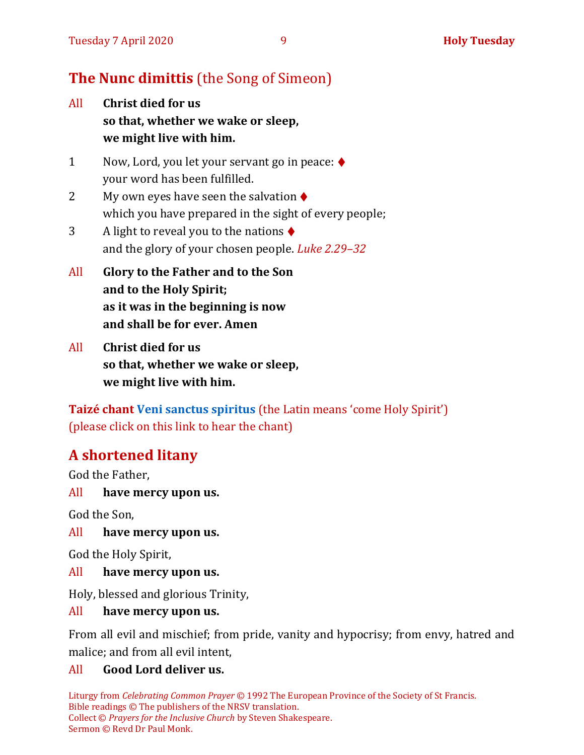## The Nunc dimittis (the Song of Simeon)

All **Christ died for us**
**so that, whether we wake or sleep,**
**we might live with him.**

1 Now, Lord, you let your servant go in peace: ♦
your word has been fulfilled.

2 My own eyes have seen the salvation ♦
which you have prepared in the sight of every people;

3 A light to reveal you to the nations ♦
and the glory of your chosen people. *Luke 2.29–32*

All **Glory to the Father and to the Son**
**and to the Holy Spirit;**
**as it was in the beginning is now**
**and shall be for ever. Amen**

All **Christ died for us**
**so that, whether we wake or sleep,**
**we might live with him.**

**Taizé chant Veni sanctus spiritus** (the Latin means 'come Holy Spirit')
(please click on this link to hear the chant)

## A shortened litany

God the Father,

All **have mercy upon us.**

God the Son,

All **have mercy upon us.**

God the Holy Spirit,

All **have mercy upon us.**

Holy, blessed and glorious Trinity,

All **have mercy upon us.**

From all evil and mischief; from pride, vanity and hypocrisy; from envy, hatred and malice; and from all evil intent,

All **Good Lord deliver us.**

Liturgy from *Celebrating Common Prayer* © 1992 The European Province of the Society of St Francis.
Bible readings © The publishers of the NRSV translation.
Collect © *Prayers for the Inclusive Church* by Steven Shakespeare.
Sermon © Revd Dr Paul Monk.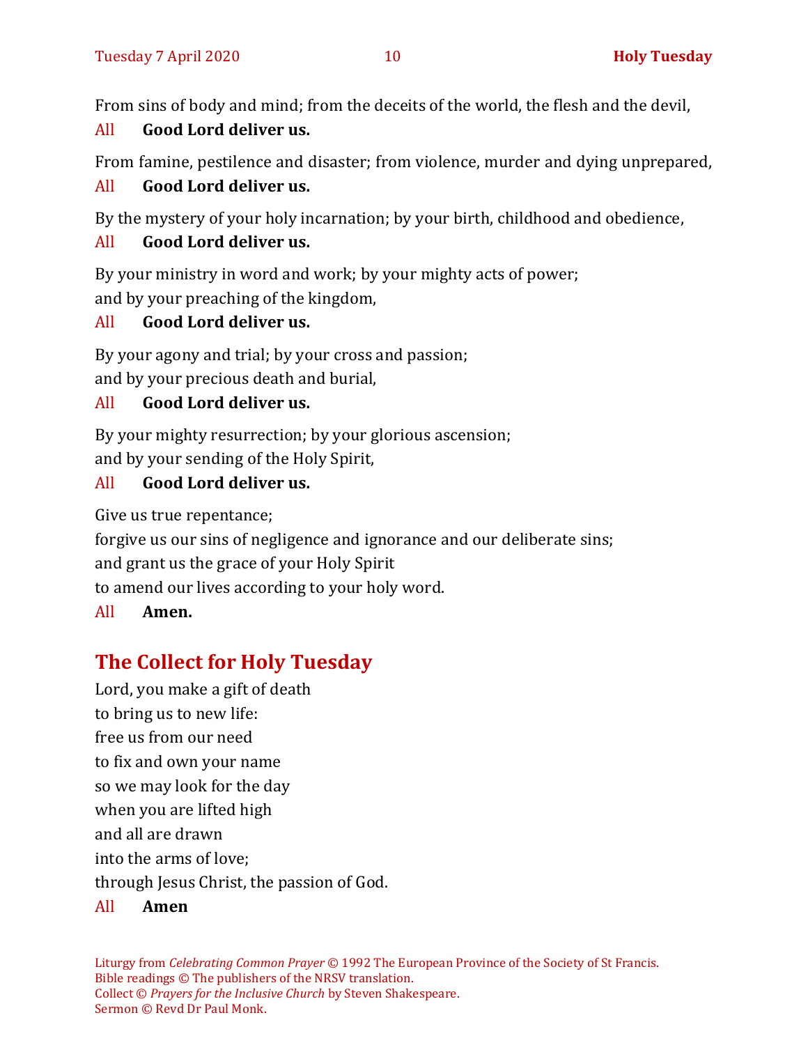From sins of body and mind; from the deceits of the world, the flesh and the devil,

All **Good Lord deliver us.**

From famine, pestilence and disaster; from violence, murder and dying unprepared,

All **Good Lord deliver us.**

By the mystery of your holy incarnation; by your birth, childhood and obedience,

All **Good Lord deliver us.**

By your ministry in word and work; by your mighty acts of power;
and by your preaching of the kingdom,

All **Good Lord deliver us.**

By your agony and trial; by your cross and passion;
and by your precious death and burial,

All **Good Lord deliver us.**

By your mighty resurrection; by your glorious ascension;
and by your sending of the Holy Spirit,

All **Good Lord deliver us.**

Give us true repentance;
forgive us our sins of negligence and ignorance and our deliberate sins;
and grant us the grace of your Holy Spirit
to amend our lives according to your holy word.

All **Amen.**

## The Collect for Holy Tuesday

Lord, you make a gift of death
to bring us to new life:
free us from our need
to fix and own your name
so we may look for the day
when you are lifted high
and all are drawn
into the arms of love;
through Jesus Christ, the passion of God.

All **Amen**

Liturgy from *Celebrating Common Prayer* © 1992 The European Province of the Society of St Francis.
Bible readings © The publishers of the NRSV translation.
Collect © *Prayers for the Inclusive Church* by Steven Shakespeare.
Sermon © Revd Dr Paul Monk.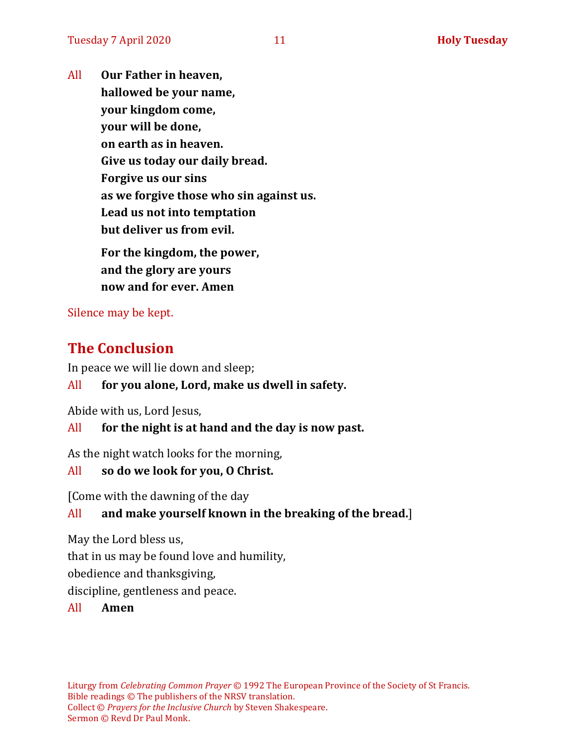All **Our Father in heaven,**
**hallowed be your name,**
**your kingdom come,**
**your will be done,**
**on earth as in heaven.**
**Give us today our daily bread.**
**Forgive us our sins**
**as we forgive those who sin against us.**
**Lead us not into temptation**
**but deliver us from evil.**

**For the kingdom, the power,**
**and the glory are yours**
**now and for ever. Amen**

Silence may be kept.

## The Conclusion

In peace we will lie down and sleep;

All **for you alone, Lord, make us dwell in safety.**

Abide with us, Lord Jesus,

All **for the night is at hand and the day is now past.**

As the night watch looks for the morning,

All **so do we look for you, O Christ.**

[Come with the dawning of the day

All **and make yourself known in the breaking of the bread.**]

May the Lord bless us,
that in us may be found love and humility,
obedience and thanksgiving,
discipline, gentleness and peace.

All **Amen**

Liturgy from *Celebrating Common Prayer* © 1992 The European Province of the Society of St Francis.
Bible readings © The publishers of the NRSV translation.
Collect © *Prayers for the Inclusive Church* by Steven Shakespeare.
Sermon © Revd Dr Paul Monk.